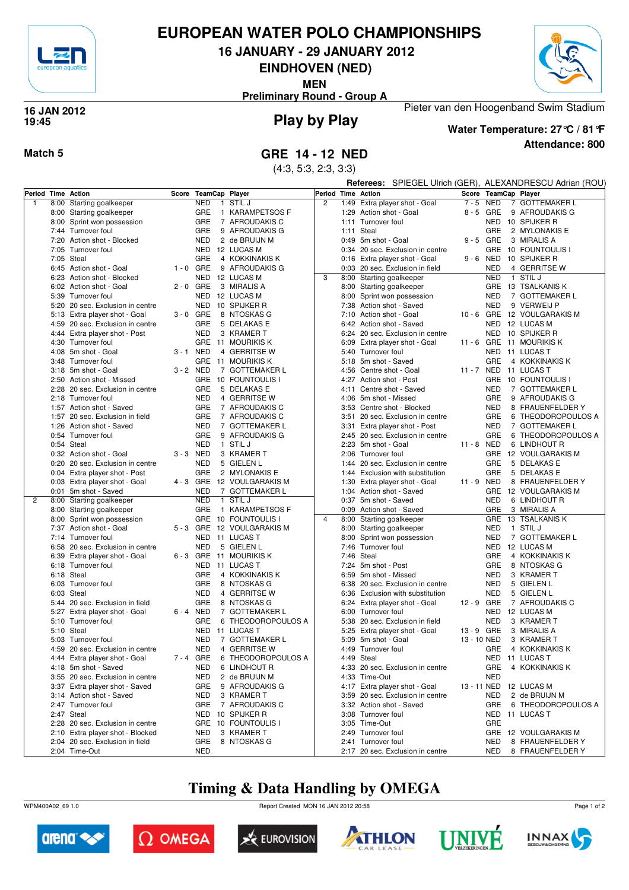# EUROPEAN WATER POLO CHAMPIONSHIPS

## 16 JANUARY - 29 JANUARY 2012

## EINDHOVEN (NED)

**MEN**

**Preliminary Round - Group A**

16 JAN 2012
19:45

## Play by Play

Pieter van den Hoogenband Swim Stadium

**Water Temperature: 27°C / 81°F**

**Attendance: 800**

**Match 5**

## GRE 14 - 12 NED

(4:3, 5:3, 2:3, 3:3)

**Referees:** SPIEGEL Ulrich (GER), ALEXANDRESCU Adrian (ROU)

| Period | Time | Action | Score | TeamCap | Player |
|---|---|---|---|---|---|
| 1 | 8:00 | Starting goalkeeper | | NED 1 | STIL J |
| | 8:00 | Starting goalkeeper | | GRE 1 | KARAMPETSOS F |
| | 8:00 | Sprint won possession | | GRE 7 | AFROUDAKIS C |
| | 7:44 | Turnover foul | | GRE 9 | AFROUDAKIS G |
| | 7:20 | Action shot - Blocked | | NED 2 | de BRUIJN M |
| | 7:05 | Turnover foul | | NED 12 | LUCAS M |
| | 7:05 | Steal | | GRE 4 | KOKKINAKIS K |
| | 6:45 | Action shot - Goal | 1 - 0 | GRE 9 | AFROUDAKIS G |
| | 6:23 | Action shot - Blocked | | NED 12 | LUCAS M |
| | 6:02 | Action shot - Goal | 2 - 0 | GRE 3 | MIRALIS A |
| | 5:39 | Turnover foul | | NED 12 | LUCAS M |
| | 5:20 | 20 sec. Exclusion in centre | | NED 10 | SPIJKER R |
| | 5:13 | Extra player shot - Goal | 3 - 0 | GRE 8 | NTOSKAS G |
| | 4:59 | 20 sec. Exclusion in centre | | GRE 5 | DELAKAS E |
| | 4:44 | Extra player shot - Post | | NED 3 | KRAMER T |
| | 4:30 | Turnover foul | | GRE 11 | MOURIKIS K |
| | 4:08 | 5m shot - Goal | 3 - 1 | NED 4 | GERRITSE W |
| | 3:48 | Turnover foul | | GRE 11 | MOURIKIS K |
| | 3:18 | 5m shot - Goal | 3 - 2 | NED 7 | GOTTEMAKER L |
| | 2:50 | Action shot - Missed | | GRE 10 | FOUNTOULIS I |
| | 2:28 | 20 sec. Exclusion in centre | | GRE 5 | DELAKAS E |
| | 2:18 | Turnover foul | | NED 4 | GERRITSE W |
| | 1:57 | Action shot - Saved | | GRE 7 | AFROUDAKIS C |
| | 1:57 | 20 sec. Exclusion in field | | GRE 7 | AFROUDAKIS C |
| | 1:26 | Action shot - Saved | | NED 7 | GOTTEMAKER L |
| | 0:54 | Turnover foul | | GRE 9 | AFROUDAKIS G |
| | 0:54 | Steal | | NED 1 | STIL J |
| | 0:32 | Action shot - Goal | 3 - 3 | NED 3 | KRAMER T |
| | 0:20 | 20 sec. Exclusion in centre | | NED 5 | GIELEN L |
| | 0:04 | Extra player shot - Post | | GRE 2 | MYLONAKIS E |
| | 0:03 | Extra player shot - Goal | 4 - 3 | GRE 12 | VOULGARAKIS M |
| | 0:01 | 5m shot - Saved | | NED 7 | GOTTEMAKER L |
| 2 | 8:00 | Starting goalkeeper | | NED 1 | STIL J |
| | 8:00 | Starting goalkeeper | | GRE 1 | KARAMPETSOS F |
| | 8:00 | Sprint won possession | | GRE 10 | FOUNTOULIS I |
| | 7:37 | Action shot - Goal | 5 - 3 | GRE 12 | VOULGARAKIS M |
| | 7:14 | Turnover foul | | NED 11 | LUCAS T |
| | 6:58 | 20 sec. Exclusion in centre | | NED 5 | GIELEN L |
| | 6:39 | Extra player shot - Goal | 6 - 3 | GRE 11 | MOURIKIS K |
| | 6:18 | Turnover foul | | NED 11 | LUCAS T |
| | 6:18 | Steal | | GRE 4 | KOKKINAKIS K |
| | 6:03 | Turnover foul | | GRE 8 | NTOSKAS G |
| | 6:03 | Steal | | NED 4 | GERRITSE W |
| | 5:44 | 20 sec. Exclusion in field | | GRE 8 | NTOSKAS G |
| | 5:27 | Extra player shot - Goal | 6 - 4 | NED 7 | GOTTEMAKER L |
| | 5:10 | Turnover foul | | GRE 6 | THEODOROPOULOS A |
| | 5:10 | Steal | | NED 11 | LUCAS T |
| | 5:03 | Turnover foul | | NED 7 | GOTTEMAKER L |
| | 4:59 | 20 sec. Exclusion in centre | | NED 4 | GERRITSE W |
| | 4:44 | Extra player shot - Goal | 7 - 4 | GRE 6 | THEODOROPOULOS A |
| | 4:18 | 5m shot - Saved | | NED 6 | LINDHOUT R |
| | 3:55 | 20 sec. Exclusion in centre | | NED 2 | de BRUIJN M |
| | 3:37 | Extra player shot - Saved | | GRE 9 | AFROUDAKIS G |
| | 3:14 | Action shot - Saved | | NED 3 | KRAMER T |
| | 2:47 | Turnover foul | | GRE 7 | AFROUDAKIS C |
| | 2:47 | Steal | | NED 10 | SPIJKER R |
| | 2:28 | 20 sec. Exclusion in centre | | GRE 10 | FOUNTOULIS I |
| | 2:10 | Extra player shot - Blocked | | NED 3 | KRAMER T |
| | 2:04 | 20 sec. Exclusion in field | | GRE 8 | NTOSKAS G |
| | 2:04 | Time-Out | | NED | |
| 2 | 1:49 | Extra player shot - Goal | 7 - 5 | NED 7 | GOTTEMAKER L |
| | 1:29 | Action shot - Goal | 8 - 5 | GRE 9 | AFROUDAKIS G |
| | 1:11 | Turnover foul | | NED 10 | SPIJKER R |
| | 1:11 | Steal | | GRE 2 | MYLONAKIS E |
| | 0:49 | 5m shot - Goal | 9 - 5 | GRE 3 | MIRALIS A |
| | 0:34 | 20 sec. Exclusion in centre | | GRE 10 | FOUNTOULIS I |
| | 0:16 | Extra player shot - Goal | 9 - 6 | NED 10 | SPIJKER R |
| | 0:03 | 20 sec. Exclusion in field | | NED 4 | GERRITSE W |
| 3 | 8:00 | Starting goalkeeper | | NED 1 | STIL J |
| | 8:00 | Starting goalkeeper | | GRE 13 | TSALKANIS K |
| | 8:00 | Sprint won possession | | NED 7 | GOTTEMAKER L |
| | 7:38 | Action shot - Saved | | NED 9 | VERWEIJ P |
| | 7:10 | Action shot - Goal | 10 - 6 | GRE 12 | VOULGARAKIS M |
| | 6:42 | Action shot - Saved | | NED 12 | LUCAS M |
| | 6:24 | 20 sec. Exclusion in centre | | NED 10 | SPIJKER R |
| | 6:09 | Extra player shot - Goal | 11 - 6 | GRE 11 | MOURIKIS K |
| | 5:40 | Turnover foul | | NED 11 | LUCAS T |
| | 5:18 | 5m shot - Saved | | GRE 4 | KOKKINAKIS K |
| | 4:56 | Centre shot - Goal | 11 - 7 | NED 11 | LUCAS T |
| | 4:27 | Action shot - Post | | GRE 10 | FOUNTOULIS I |
| | 4:11 | Centre shot - Saved | | NED 7 | GOTTEMAKER L |
| | 4:06 | 5m shot - Missed | | GRE 9 | AFROUDAKIS G |
| | 3:53 | Centre shot - Blocked | | NED 8 | FRAUENFELDER Y |
| | 3:51 | 20 sec. Exclusion in centre | | GRE 6 | THEODOROPOULOS A |
| | 3:31 | Extra player shot - Post | | NED 7 | GOTTEMAKER L |
| | 2:45 | 20 sec. Exclusion in centre | | GRE 6 | THEODOROPOULOS A |
| | 2:23 | 5m shot - Goal | 11 - 8 | NED 6 | LINDHOUT R |
| | 2:06 | Turnover foul | | GRE 12 | VOULGARAKIS M |
| | 1:44 | 20 sec. Exclusion in centre | | GRE 5 | DELAKAS E |
| | 1:44 | Exclusion with substitution | | GRE 5 | DELAKAS E |
| | 1:30 | Extra player shot - Goal | 11 - 9 | NED 8 | FRAUENFELDER Y |
| | 1:04 | Action shot - Saved | | GRE 12 | VOULGARAKIS M |
| | 0:37 | 5m shot - Saved | | NED 6 | LINDHOUT R |
| | 0:09 | Action shot - Saved | | GRE 3 | MIRALIS A |
| 4 | 8:00 | Starting goalkeeper | | GRE 13 | TSALKANIS K |
| | 8:00 | Starting goalkeeper | | NED 1 | STIL J |
| | 8:00 | Sprint won possession | | NED 7 | GOTTEMAKER L |
| | 7:46 | Turnover foul | | NED 12 | LUCAS M |
| | 7:46 | Steal | | GRE 4 | KOKKINAKIS K |
| | 7:24 | 5m shot - Post | | GRE 8 | NTOSKAS G |
| | 6:59 | 5m shot - Missed | | NED 3 | KRAMER T |
| | 6:38 | 20 sec. Exclusion in centre | | NED 5 | GIELEN L |
| | 6:36 | Exclusion with substitution | | NED 5 | GIELEN L |
| | 6:24 | Extra player shot - Goal | 12 - 9 | GRE 7 | AFROUDAKIS C |
| | 6:00 | Turnover foul | | NED 12 | LUCAS M |
| | 5:38 | 20 sec. Exclusion in field | | NED 3 | KRAMER T |
| | 5:25 | Extra player shot - Goal | 13 - 9 | GRE 3 | MIRALIS A |
| | 5:09 | 5m shot - Goal | 13 - 10 | NED 3 | KRAMER T |
| | 4:49 | Turnover foul | | GRE 4 | KOKKINAKIS K |
| | 4:49 | Steal | | NED 11 | LUCAS T |
| | 4:33 | 20 sec. Exclusion in centre | | GRE 4 | KOKKINAKIS K |
| | 4:33 | Time-Out | | NED | |
| | 4:17 | Extra player shot - Goal | 13 - 11 | NED 12 | LUCAS M |
| | 3:59 | 20 sec. Exclusion in centre | | NED 2 | de BRUIJN M |
| | 3:32 | Action shot - Saved | | GRE 6 | THEODOROPOULOS A |
| | 3:08 | Turnover foul | | NED 11 | LUCAS T |
| | 3:05 | Time-Out | | GRE | |
| | 2:49 | Turnover foul | | GRE 12 | VOULGARAKIS M |
| | 2:41 | Turnover foul | | NED 8 | FRAUENFELDER Y |
| | 2:17 | 20 sec. Exclusion in centre | | NED 8 | FRAUENFELDER Y |

## Timing & Data Handling by OMEGA

WPM400A02_69 1.0 Report Created MON 16 JAN 2012 20:58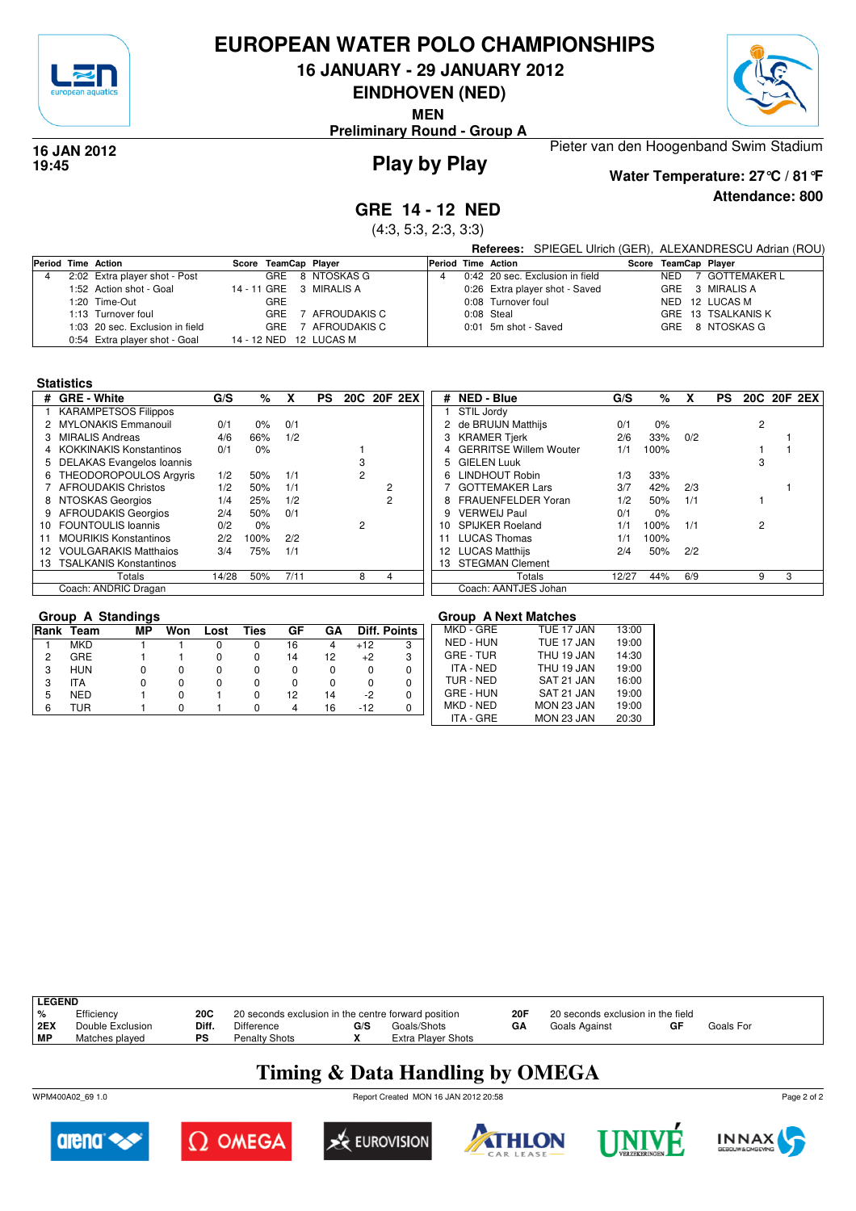# EUROPEAN WATER POLO CHAMPIONSHIPS

**16 JANUARY - 29 JANUARY 2012**

**EINDHOVEN (NED)**

**MEN**

**Preliminary Round - Group A**

**16 JAN 2012**
**19:45**

## Play by Play

Pieter van den Hoogenband Swim Stadium

**Water Temperature: 27°C / 81°F**

**Attendance: 800**

### GRE 14 - 12 NED

(4:3, 5:3, 2:3, 3:3)

**Referees:** SPIEGEL Ulrich (GER), ALEXANDRESCU Adrian (ROU)

| Period | Time | Action | Score | TeamCap | Player |
|---|---|---|---|---|---|
| 4 | 2:02 | Extra player shot - Post | | GRE 8 | NTOSKAS G |
| | 1:52 | Action shot - Goal | 14 - 11 | GRE 3 | MIRALIS A |
| | 1:20 | Time-Out | | GRE | |
| | 1:13 | Turnover foul | | GRE 7 | AFROUDAKIS C |
| | 1:03 | 20 sec. Exclusion in field | | GRE 7 | AFROUDAKIS C |
| | 0:54 | Extra player shot - Goal | 14 - 12 | NED 12 | LUCAS M |
| 4 | 0:42 | 20 sec. Exclusion in field | | NED 7 | GOTTEMAKER L |
| | 0:26 | Extra player shot - Saved | | GRE 3 | MIRALIS A |
| | 0:08 | Turnover foul | | NED 12 | LUCAS M |
| | 0:08 | Steal | | GRE 13 | TSALKANIS K |
| | 0:01 | 5m shot - Saved | | GRE 8 | NTOSKAS G |

### Statistics

| # | GRE - White | G/S | % | X | PS | 20C | 20F | 2EX |
|---|---|---|---|---|---|---|---|---|
| 1 | KARAMPETSOS Filippos | | | | | | | |
| 2 | MYLONAKIS Emmanouil | 0/1 | 0% | 0/1 | | | | |
| 3 | MIRALIS Andreas | 4/6 | 66% | 1/2 | | | | |
| 4 | KOKKINAKIS Konstantinos | 0/1 | 0% | | | 1 | | |
| 5 | DELAKAS Evangelos Ioannis | | | | | 3 | | |
| 6 | THEODOROPOULOS Argyris | 1/2 | 50% | 1/1 | | 2 | | |
| 7 | AFROUDAKIS Christos | 1/2 | 50% | 1/1 | | | 2 | |
| 8 | NTOSKAS Georgios | 1/4 | 25% | 1/2 | | | 2 | |
| 9 | AFROUDAKIS Georgios | 2/4 | 50% | 0/1 | | | | |
| 10 | FOUNTOULIS Ioannis | 0/2 | 0% | | | 2 | | |
| 11 | MOURIKIS Konstantinos | 2/2 | 100% | 2/2 | | | | |
| 12 | VOULGARAKIS Matthaios | 3/4 | 75% | 1/1 | | | | |
| 13 | TSALKANIS Konstantinos | | | | | | | |
| | Totals | 14/28 | 50% | 7/11 | | 8 | 4 | |
| | Coach: ANDRIC Dragan | | | | | | | |

| # | NED - Blue | G/S | % | X | PS | 20C | 20F | 2EX |
|---|---|---|---|---|---|---|---|---|
| 1 | STIL Jordy | | | | | | | |
| 2 | de BRUIJN Matthijs | 0/1 | 0% | | | 2 | | |
| 3 | KRAMER Tjerk | 2/6 | 33% | 0/2 | | | 1 | |
| 4 | GERRITSE Willem Wouter | 1/1 | 100% | | | 1 | 1 | |
| 5 | GIELEN Luuk | | | | | 3 | | |
| 6 | LINDHOUT Robin | 1/3 | 33% | | | | | |
| 7 | GOTTEMAKER Lars | 3/7 | 42% | 2/3 | | | 1 | |
| 8 | FRAUENFELDER Yoran | 1/2 | 50% | 1/1 | | 1 | | |
| 9 | VERWEIJ Paul | 0/1 | 0% | | | | | |
| 10 | SPIJKER Roeland | 1/1 | 100% | 1/1 | | 2 | | |
| 11 | LUCAS Thomas | 1/1 | 100% | | | | | |
| 12 | LUCAS Matthijs | 2/4 | 50% | 2/2 | | | | |
| 13 | STEGMAN Clement | | | | | | | |
| | Totals | 12/27 | 44% | 6/9 | | 9 | 3 | |
| | Coach: AANTJES Johan | | | | | | | |

### Group A Standings

| Rank | Team | MP | Won | Lost | Ties | GF | GA | Diff. | Points |
|---|---|---|---|---|---|---|---|---|---|
| 1 | MKD | 1 | 1 | 0 | 0 | 16 | 4 | +12 | 3 |
| 2 | GRE | 1 | 1 | 0 | 0 | 14 | 12 | +2 | 3 |
| 3 | HUN | 0 | 0 | 0 | 0 | 0 | 0 | 0 | 0 |
| 3 | ITA | 0 | 0 | 0 | 0 | 0 | 0 | 0 | 0 |
| 5 | NED | 1 | 0 | 1 | 0 | 12 | 14 | -2 | 0 |
| 6 | TUR | 1 | 0 | 1 | 0 | 4 | 16 | -12 | 0 |

### Group A Next Matches

| | | |
|---|---|---|
| MKD - GRE | TUE 17 JAN | 13:00 |
| NED - HUN | TUE 17 JAN | 19:00 |
| GRE - TUR | THU 19 JAN | 14:30 |
| ITA - NED | THU 19 JAN | 19:00 |
| TUR - NED | SAT 21 JAN | 16:00 |
| GRE - HUN | SAT 21 JAN | 19:00 |
| MKD - NED | MON 23 JAN | 19:00 |
| ITA - GRE | MON 23 JAN | 20:30 |

**LEGEND**

| | | | | | | | |
|---|---|---|---|---|---|---|---|
| % | Efficiency | 20C | 20 seconds exclusion in the centre forward position | | | 20F | 20 seconds exclusion in the field |
| 2EX | Double Exclusion | Diff. | Difference | G/S | Goals/Shots | GA | Goals Against |
| MP | Matches played | PS | Penalty Shots | X | Extra Player Shots | GF | Goals For |

## Timing & Data Handling by OMEGA

WPM400A02_69 1.0 — Report Created MON 16 JAN 2012 20:58